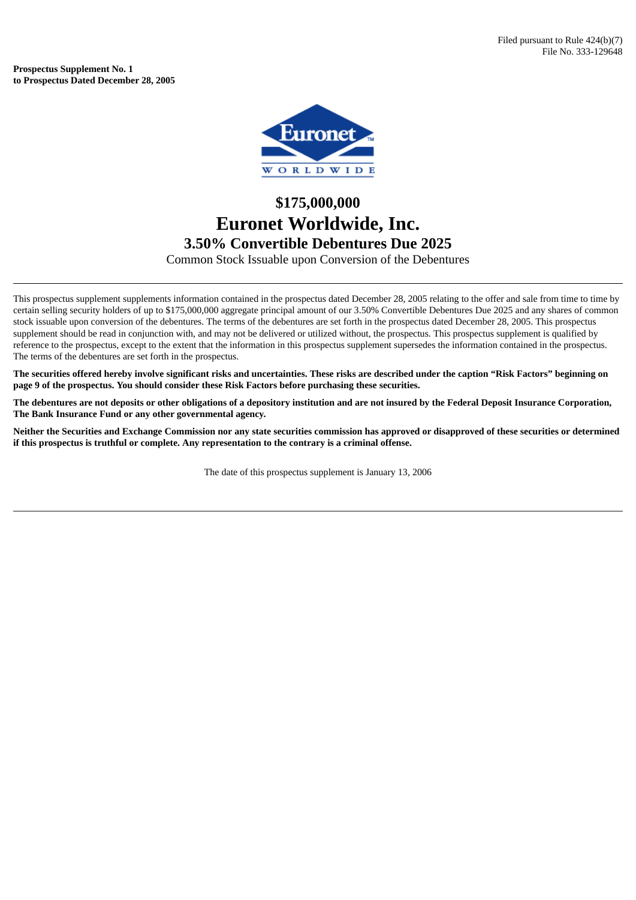Filed pursuant to Rule 424(b)(7)
File No. 333-129648

**Prospectus Supplement No. 1**
**to Prospectus Dated December 28, 2005**

# $175,000,000

# Euronet Worldwide, Inc.

## 3.50% Convertible Debentures Due 2025

Common Stock Issuable upon Conversion of the Debentures

---

This prospectus supplement supplements information contained in the prospectus dated December 28, 2005 relating to the offer and sale from time to time by certain selling security holders of up to $175,000,000 aggregate principal amount of our 3.50% Convertible Debentures Due 2025 and any shares of common stock issuable upon conversion of the debentures. The terms of the debentures are set forth in the prospectus dated December 28, 2005. This prospectus supplement should be read in conjunction with, and may not be delivered or utilized without, the prospectus. This prospectus supplement is qualified by reference to the prospectus, except to the extent that the information in this prospectus supplement supersedes the information contained in the prospectus. The terms of the debentures are set forth in the prospectus.

**The securities offered hereby involve significant risks and uncertainties. These risks are described under the caption "Risk Factors" beginning on page 9 of the prospectus. You should consider these Risk Factors before purchasing these securities.**

**The debentures are not deposits or other obligations of a depository institution and are not insured by the Federal Deposit Insurance Corporation, The Bank Insurance Fund or any other governmental agency.**

**Neither the Securities and Exchange Commission nor any state securities commission has approved or disapproved of these securities or determined if this prospectus is truthful or complete. Any representation to the contrary is a criminal offense.**

The date of this prospectus supplement is January 13, 2006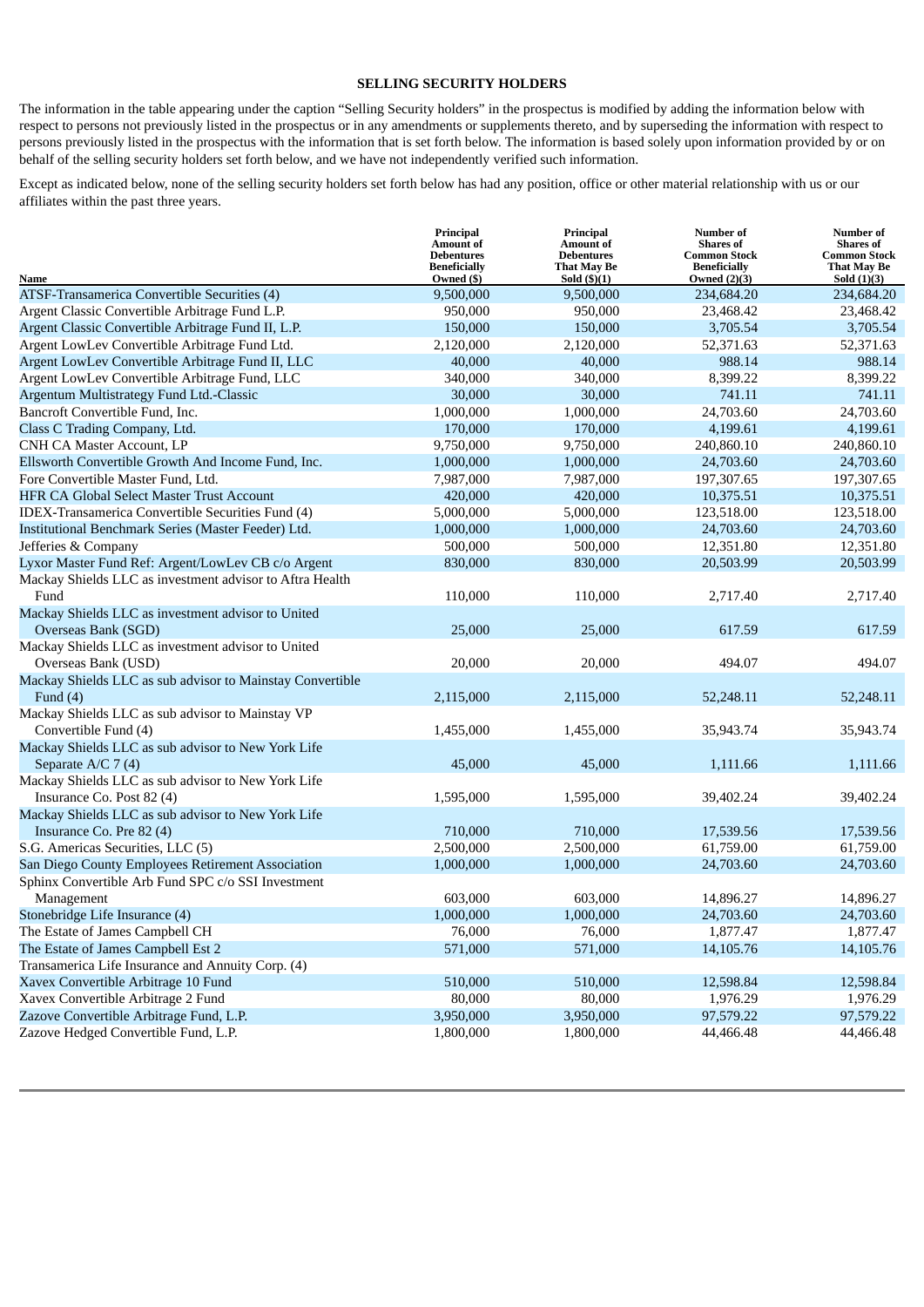## SELLING SECURITY HOLDERS

The information in the table appearing under the caption "Selling Security holders" in the prospectus is modified by adding the information below with respect to persons not previously listed in the prospectus or in any amendments or supplements thereto, and by superseding the information with respect to persons previously listed in the prospectus with the information that is set forth below. The information is based solely upon information provided by or on behalf of the selling security holders set forth below, and we have not independently verified such information.

Except as indicated below, none of the selling security holders set forth below has had any position, office or other material relationship with us or our affiliates within the past three years.

| Name | Principal Amount of Debentures Beneficially Owned ($) | Principal Amount of Debentures That May Be Sold ($)(1) | Number of Shares of Common Stock Beneficially Owned (2)(3) | Number of Shares of Common Stock That May Be Sold (1)(3) |
|---|---|---|---|---|
| ATSF-Transamerica Convertible Securities (4) | 9,500,000 | 9,500,000 | 234,684.20 | 234,684.20 |
| Argent Classic Convertible Arbitrage Fund L.P. | 950,000 | 950,000 | 23,468.42 | 23,468.42 |
| Argent Classic Convertible Arbitrage Fund II, L.P. | 150,000 | 150,000 | 3,705.54 | 3,705.54 |
| Argent LowLev Convertible Arbitrage Fund Ltd. | 2,120,000 | 2,120,000 | 52,371.63 | 52,371.63 |
| Argent LowLev Convertible Arbitrage Fund II, LLC | 40,000 | 40,000 | 988.14 | 988.14 |
| Argent LowLev Convertible Arbitrage Fund, LLC | 340,000 | 340,000 | 8,399.22 | 8,399.22 |
| Argentum Multistrategy Fund Ltd.-Classic | 30,000 | 30,000 | 741.11 | 741.11 |
| Bancroft Convertible Fund, Inc. | 1,000,000 | 1,000,000 | 24,703.60 | 24,703.60 |
| Class C Trading Company, Ltd. | 170,000 | 170,000 | 4,199.61 | 4,199.61 |
| CNH CA Master Account, LP | 9,750,000 | 9,750,000 | 240,860.10 | 240,860.10 |
| Ellsworth Convertible Growth And Income Fund, Inc. | 1,000,000 | 1,000,000 | 24,703.60 | 24,703.60 |
| Fore Convertible Master Fund, Ltd. | 7,987,000 | 7,987,000 | 197,307.65 | 197,307.65 |
| HFR CA Global Select Master Trust Account | 420,000 | 420,000 | 10,375.51 | 10,375.51 |
| IDEX-Transamerica Convertible Securities Fund (4) | 5,000,000 | 5,000,000 | 123,518.00 | 123,518.00 |
| Institutional Benchmark Series (Master Feeder) Ltd. | 1,000,000 | 1,000,000 | 24,703.60 | 24,703.60 |
| Jefferies & Company | 500,000 | 500,000 | 12,351.80 | 12,351.80 |
| Lyxor Master Fund Ref: Argent/LowLev CB c/o Argent | 830,000 | 830,000 | 20,503.99 | 20,503.99 |
| Mackay Shields LLC as investment advisor to Aftra Health Fund | 110,000 | 110,000 | 2,717.40 | 2,717.40 |
| Mackay Shields LLC as investment advisor to United Overseas Bank (SGD) | 25,000 | 25,000 | 617.59 | 617.59 |
| Mackay Shields LLC as investment advisor to United Overseas Bank (USD) | 20,000 | 20,000 | 494.07 | 494.07 |
| Mackay Shields LLC as sub advisor to Mainstay Convertible Fund (4) | 2,115,000 | 2,115,000 | 52,248.11 | 52,248.11 |
| Mackay Shields LLC as sub advisor to Mainstay VP Convertible Fund (4) | 1,455,000 | 1,455,000 | 35,943.74 | 35,943.74 |
| Mackay Shields LLC as sub advisor to New York Life Separate A/C 7 (4) | 45,000 | 45,000 | 1,111.66 | 1,111.66 |
| Mackay Shields LLC as sub advisor to New York Life Insurance Co. Post 82 (4) | 1,595,000 | 1,595,000 | 39,402.24 | 39,402.24 |
| Mackay Shields LLC as sub advisor to New York Life Insurance Co. Pre 82 (4) | 710,000 | 710,000 | 17,539.56 | 17,539.56 |
| S.G. Americas Securities, LLC (5) | 2,500,000 | 2,500,000 | 61,759.00 | 61,759.00 |
| San Diego County Employees Retirement Association | 1,000,000 | 1,000,000 | 24,703.60 | 24,703.60 |
| Sphinx Convertible Arb Fund SPC c/o SSI Investment Management | 603,000 | 603,000 | 14,896.27 | 14,896.27 |
| Stonebridge Life Insurance (4) | 1,000,000 | 1,000,000 | 24,703.60 | 24,703.60 |
| The Estate of James Campbell CH | 76,000 | 76,000 | 1,877.47 | 1,877.47 |
| The Estate of James Campbell Est 2 | 571,000 | 571,000 | 14,105.76 | 14,105.76 |
| Transamerica Life Insurance and Annuity Corp. (4) | | | | |
| Xavex Convertible Arbitrage 10 Fund | 510,000 | 510,000 | 12,598.84 | 12,598.84 |
| Xavex Convertible Arbitrage 2 Fund | 80,000 | 80,000 | 1,976.29 | 1,976.29 |
| Zazove Convertible Arbitrage Fund, L.P. | 3,950,000 | 3,950,000 | 97,579.22 | 97,579.22 |
| Zazove Hedged Convertible Fund, L.P. | 1,800,000 | 1,800,000 | 44,466.48 | 44,466.48 |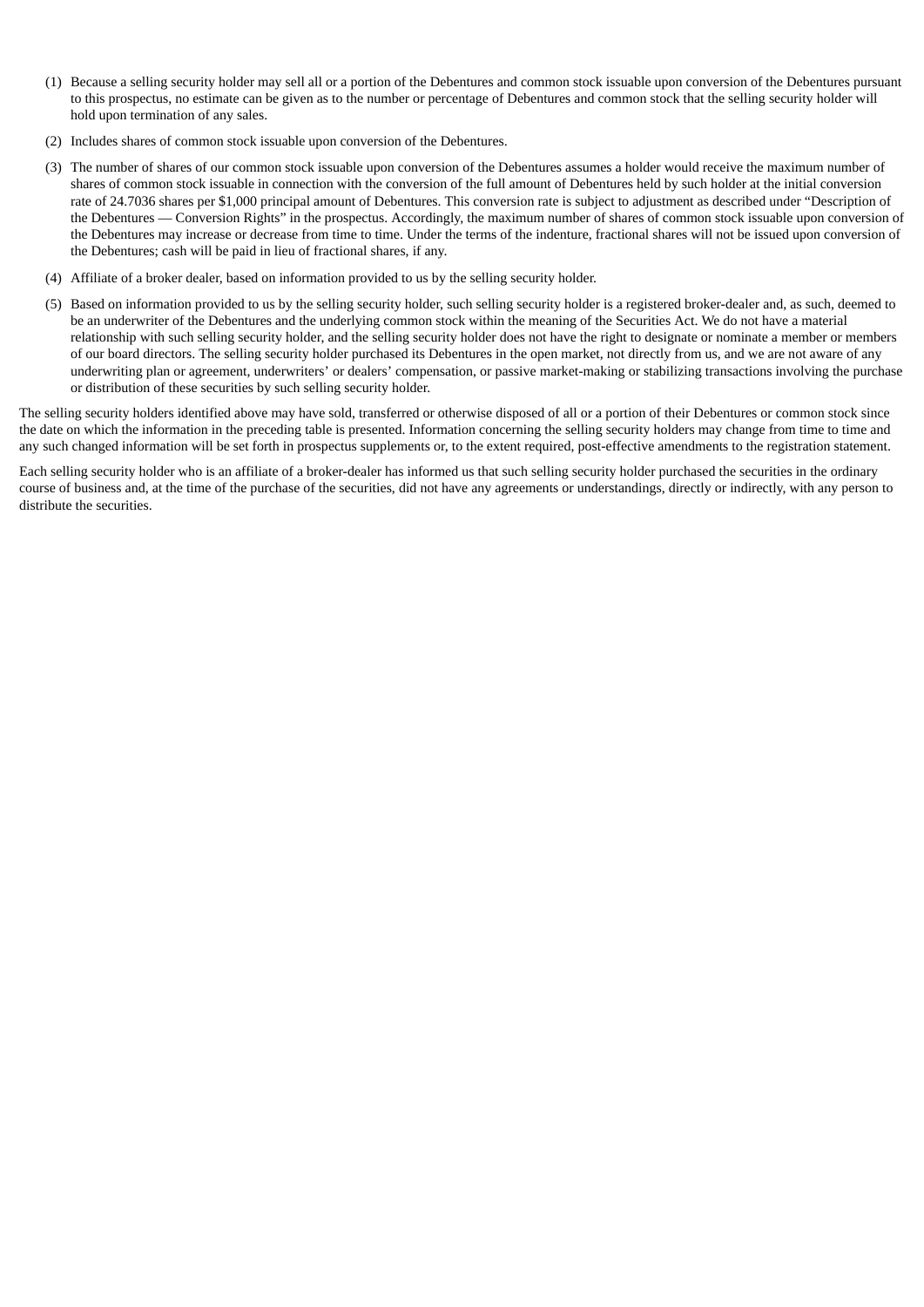(1) Because a selling security holder may sell all or a portion of the Debentures and common stock issuable upon conversion of the Debentures pursuant to this prospectus, no estimate can be given as to the number or percentage of Debentures and common stock that the selling security holder will hold upon termination of any sales.

(2) Includes shares of common stock issuable upon conversion of the Debentures.

(3) The number of shares of our common stock issuable upon conversion of the Debentures assumes a holder would receive the maximum number of shares of common stock issuable in connection with the conversion of the full amount of Debentures held by such holder at the initial conversion rate of 24.7036 shares per $1,000 principal amount of Debentures. This conversion rate is subject to adjustment as described under "Description of the Debentures — Conversion Rights" in the prospectus. Accordingly, the maximum number of shares of common stock issuable upon conversion of the Debentures may increase or decrease from time to time. Under the terms of the indenture, fractional shares will not be issued upon conversion of the Debentures; cash will be paid in lieu of fractional shares, if any.

(4) Affiliate of a broker dealer, based on information provided to us by the selling security holder.

(5) Based on information provided to us by the selling security holder, such selling security holder is a registered broker-dealer and, as such, deemed to be an underwriter of the Debentures and the underlying common stock within the meaning of the Securities Act. We do not have a material relationship with such selling security holder, and the selling security holder does not have the right to designate or nominate a member or members of our board directors. The selling security holder purchased its Debentures in the open market, not directly from us, and we are not aware of any underwriting plan or agreement, underwriters' or dealers' compensation, or passive market-making or stabilizing transactions involving the purchase or distribution of these securities by such selling security holder.

The selling security holders identified above may have sold, transferred or otherwise disposed of all or a portion of their Debentures or common stock since the date on which the information in the preceding table is presented. Information concerning the selling security holders may change from time to time and any such changed information will be set forth in prospectus supplements or, to the extent required, post-effective amendments to the registration statement.

Each selling security holder who is an affiliate of a broker-dealer has informed us that such selling security holder purchased the securities in the ordinary course of business and, at the time of the purchase of the securities, did not have any agreements or understandings, directly or indirectly, with any person to distribute the securities.